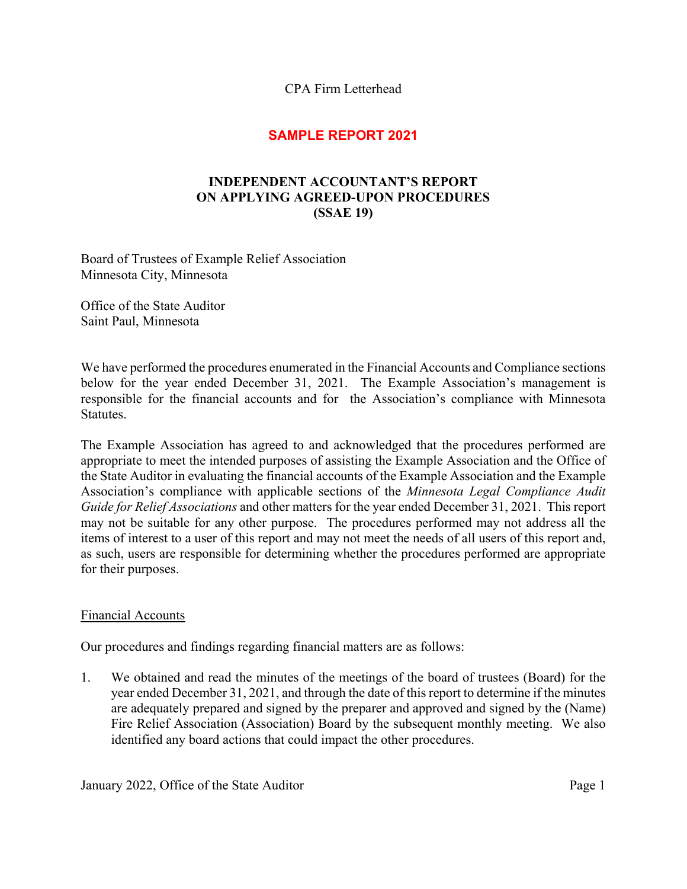CPA Firm Letterhead

**SAMPLE REPORT 2021**

# INDEPENDENT ACCOUNTANT'S REPORT ON APPLYING AGREED-UPON PROCEDURES (SSAE 19)

Board of Trustees of Example Relief Association
Minnesota City, Minnesota

Office of the State Auditor
Saint Paul, Minnesota

We have performed the procedures enumerated in the Financial Accounts and Compliance sections below for the year ended December 31, 2021. The Example Association's management is responsible for the financial accounts and for the Association's compliance with Minnesota Statutes.

The Example Association has agreed to and acknowledged that the procedures performed are appropriate to meet the intended purposes of assisting the Example Association and the Office of the State Auditor in evaluating the financial accounts of the Example Association and the Example Association's compliance with applicable sections of the *Minnesota Legal Compliance Audit Guide for Relief Associations* and other matters for the year ended December 31, 2021. This report may not be suitable for any other purpose. The procedures performed may not address all the items of interest to a user of this report and may not meet the needs of all users of this report and, as such, users are responsible for determining whether the procedures performed are appropriate for their purposes.

## Financial Accounts

Our procedures and findings regarding financial matters are as follows:

1. We obtained and read the minutes of the meetings of the board of trustees (Board) for the year ended December 31, 2021, and through the date of this report to determine if the minutes are adequately prepared and signed by the preparer and approved and signed by the (Name) Fire Relief Association (Association) Board by the subsequent monthly meeting. We also identified any board actions that could impact the other procedures.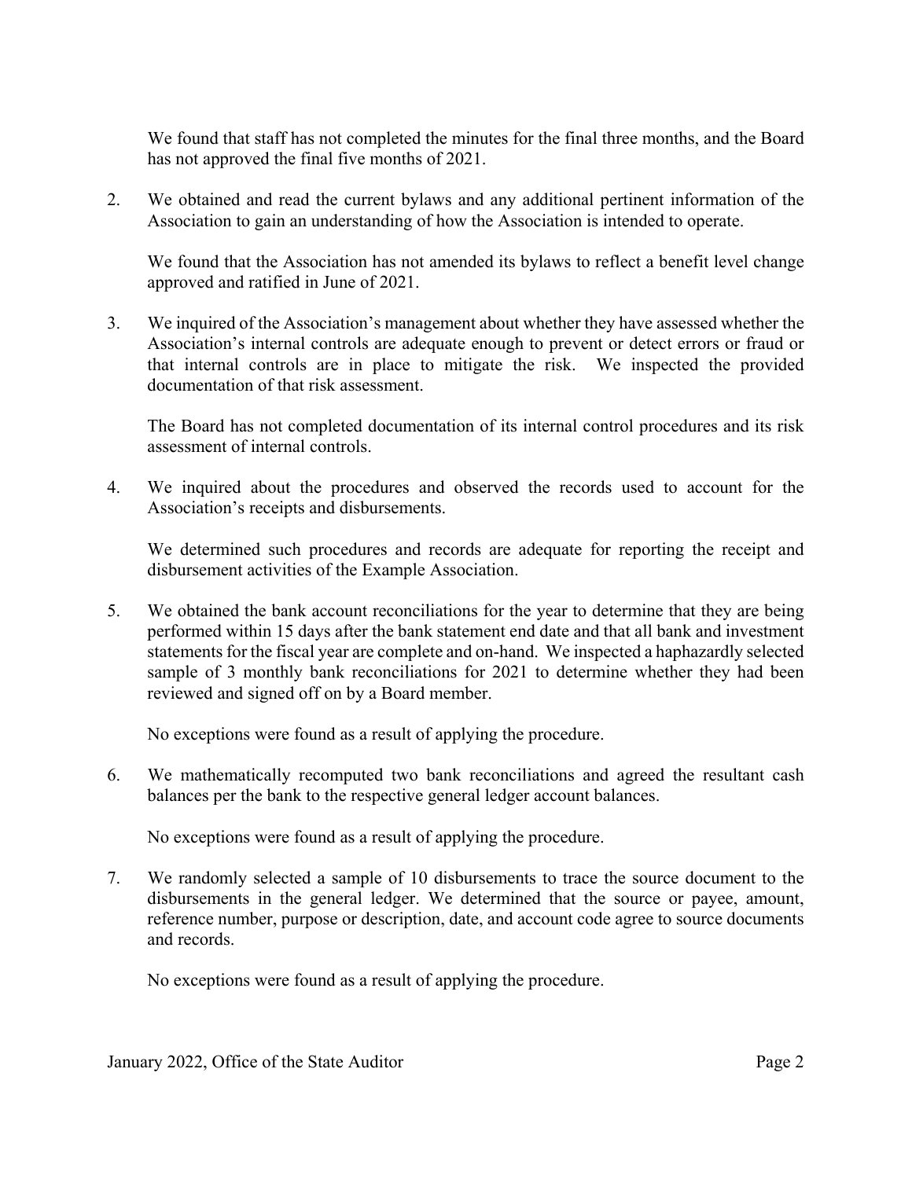We found that staff has not completed the minutes for the final three months, and the Board has not approved the final five months of 2021.

2. We obtained and read the current bylaws and any additional pertinent information of the Association to gain an understanding of how the Association is intended to operate.

   We found that the Association has not amended its bylaws to reflect a benefit level change approved and ratified in June of 2021.

3. We inquired of the Association's management about whether they have assessed whether the Association's internal controls are adequate enough to prevent or detect errors or fraud or that internal controls are in place to mitigate the risk. We inspected the provided documentation of that risk assessment.

   The Board has not completed documentation of its internal control procedures and its risk assessment of internal controls.

4. We inquired about the procedures and observed the records used to account for the Association's receipts and disbursements.

   We determined such procedures and records are adequate for reporting the receipt and disbursement activities of the Example Association.

5. We obtained the bank account reconciliations for the year to determine that they are being performed within 15 days after the bank statement end date and that all bank and investment statements for the fiscal year are complete and on-hand. We inspected a haphazardly selected sample of 3 monthly bank reconciliations for 2021 to determine whether they had been reviewed and signed off on by a Board member.

   No exceptions were found as a result of applying the procedure.

6. We mathematically recomputed two bank reconciliations and agreed the resultant cash balances per the bank to the respective general ledger account balances.

   No exceptions were found as a result of applying the procedure.

7. We randomly selected a sample of 10 disbursements to trace the source document to the disbursements in the general ledger. We determined that the source or payee, amount, reference number, purpose or description, date, and account code agree to source documents and records.

   No exceptions were found as a result of applying the procedure.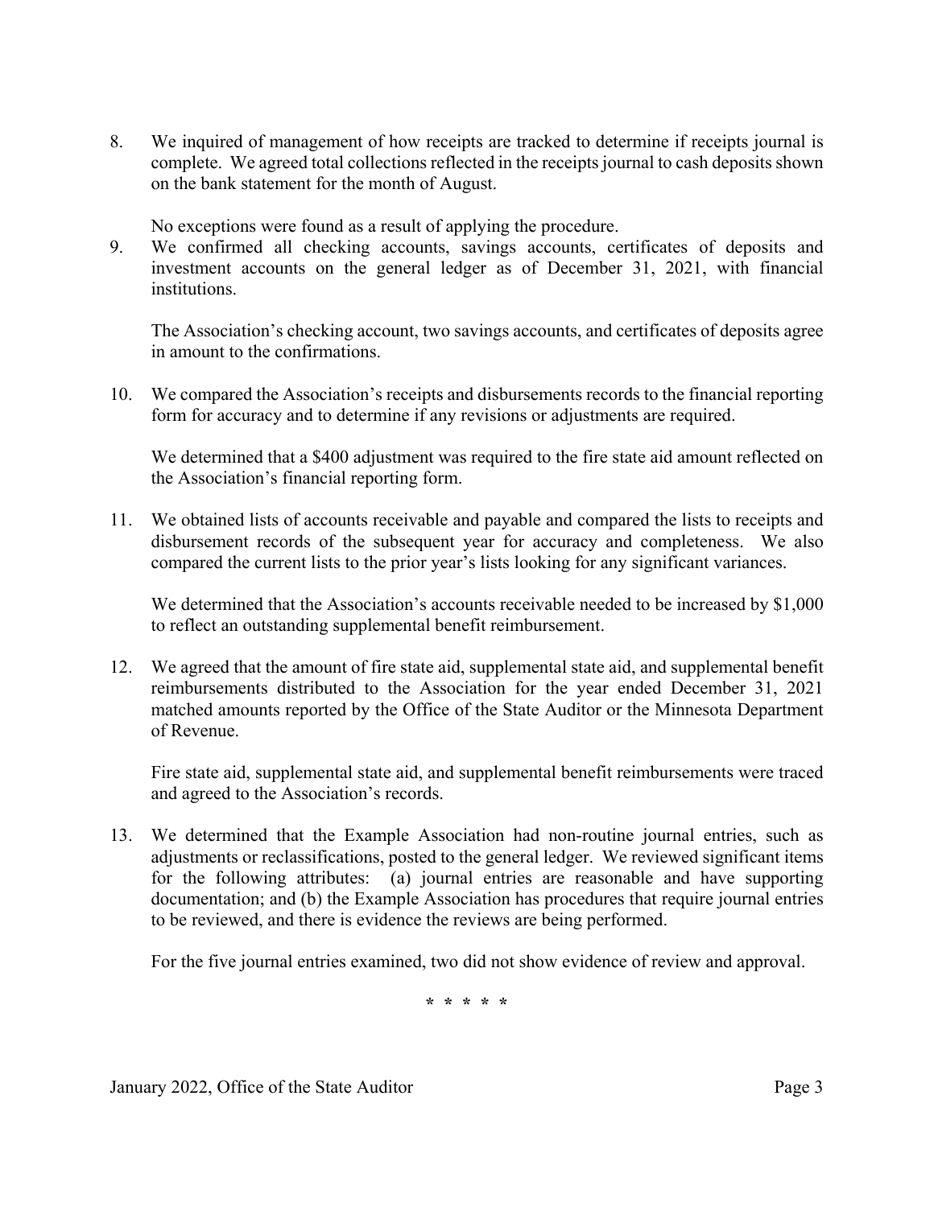8. We inquired of management of how receipts are tracked to determine if receipts journal is complete. We agreed total collections reflected in the receipts journal to cash deposits shown on the bank statement for the month of August.

   No exceptions were found as a result of applying the procedure.

9. We confirmed all checking accounts, savings accounts, certificates of deposits and investment accounts on the general ledger as of December 31, 2021, with financial institutions.

   The Association's checking account, two savings accounts, and certificates of deposits agree in amount to the confirmations.

10. We compared the Association's receipts and disbursements records to the financial reporting form for accuracy and to determine if any revisions or adjustments are required.

    We determined that a $400 adjustment was required to the fire state aid amount reflected on the Association's financial reporting form.

11. We obtained lists of accounts receivable and payable and compared the lists to receipts and disbursement records of the subsequent year for accuracy and completeness. We also compared the current lists to the prior year's lists looking for any significant variances.

    We determined that the Association's accounts receivable needed to be increased by $1,000 to reflect an outstanding supplemental benefit reimbursement.

12. We agreed that the amount of fire state aid, supplemental state aid, and supplemental benefit reimbursements distributed to the Association for the year ended December 31, 2021 matched amounts reported by the Office of the State Auditor or the Minnesota Department of Revenue.

    Fire state aid, supplemental state aid, and supplemental benefit reimbursements were traced and agreed to the Association's records.

13. We determined that the Example Association had non-routine journal entries, such as adjustments or reclassifications, posted to the general ledger. We reviewed significant items for the following attributes: (a) journal entries are reasonable and have supporting documentation; and (b) the Example Association has procedures that require journal entries to be reviewed, and there is evidence the reviews are being performed.

    For the five journal entries examined, two did not show evidence of review and approval.

\* \* \* \* \*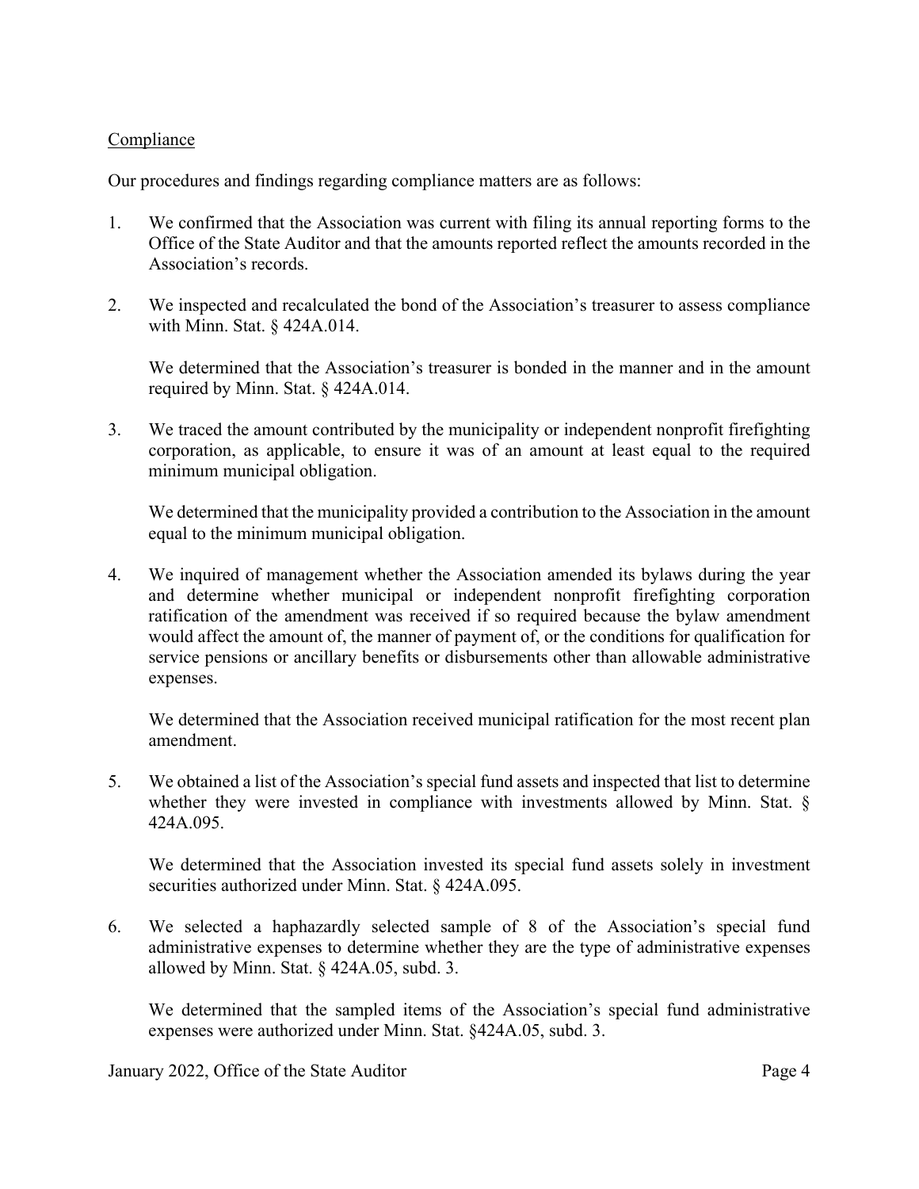Compliance

Our procedures and findings regarding compliance matters are as follows:

1. We confirmed that the Association was current with filing its annual reporting forms to the Office of the State Auditor and that the amounts reported reflect the amounts recorded in the Association's records.

2. We inspected and recalculated the bond of the Association's treasurer to assess compliance with Minn. Stat. § 424A.014.

   We determined that the Association's treasurer is bonded in the manner and in the amount required by Minn. Stat. § 424A.014.

3. We traced the amount contributed by the municipality or independent nonprofit firefighting corporation, as applicable, to ensure it was of an amount at least equal to the required minimum municipal obligation.

   We determined that the municipality provided a contribution to the Association in the amount equal to the minimum municipal obligation.

4. We inquired of management whether the Association amended its bylaws during the year and determine whether municipal or independent nonprofit firefighting corporation ratification of the amendment was received if so required because the bylaw amendment would affect the amount of, the manner of payment of, or the conditions for qualification for service pensions or ancillary benefits or disbursements other than allowable administrative expenses.

   We determined that the Association received municipal ratification for the most recent plan amendment.

5. We obtained a list of the Association's special fund assets and inspected that list to determine whether they were invested in compliance with investments allowed by Minn. Stat. § 424A.095.

   We determined that the Association invested its special fund assets solely in investment securities authorized under Minn. Stat. § 424A.095.

6. We selected a haphazardly selected sample of 8 of the Association's special fund administrative expenses to determine whether they are the type of administrative expenses allowed by Minn. Stat. § 424A.05, subd. 3.

   We determined that the sampled items of the Association's special fund administrative expenses were authorized under Minn. Stat. §424A.05, subd. 3.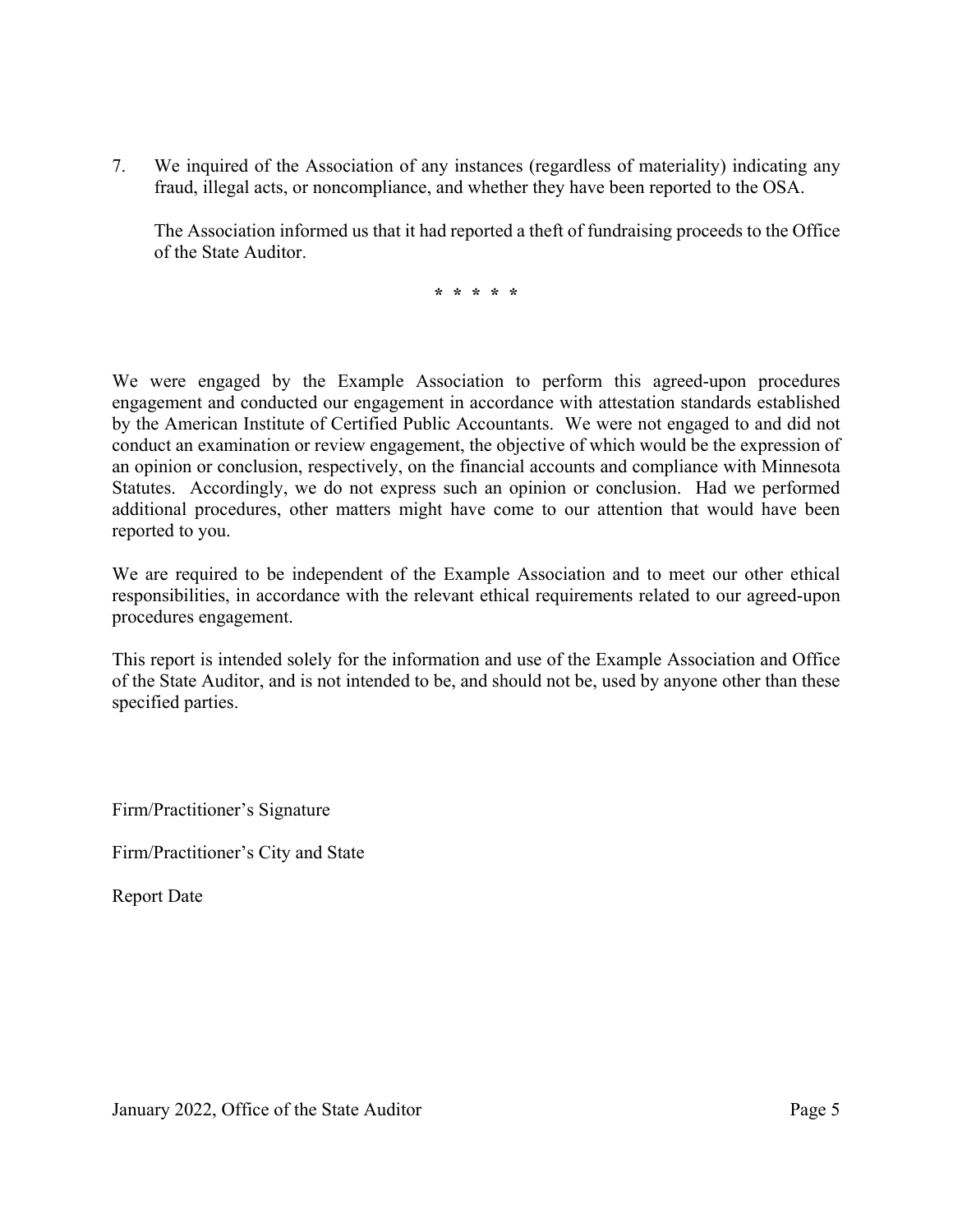7. We inquired of the Association of any instances (regardless of materiality) indicating any fraud, illegal acts, or noncompliance, and whether they have been reported to the OSA.

   The Association informed us that it had reported a theft of fundraising proceeds to the Office of the State Auditor.

\* \* \* \* \*

We were engaged by the Example Association to perform this agreed-upon procedures engagement and conducted our engagement in accordance with attestation standards established by the American Institute of Certified Public Accountants. We were not engaged to and did not conduct an examination or review engagement, the objective of which would be the expression of an opinion or conclusion, respectively, on the financial accounts and compliance with Minnesota Statutes. Accordingly, we do not express such an opinion or conclusion. Had we performed additional procedures, other matters might have come to our attention that would have been reported to you.

We are required to be independent of the Example Association and to meet our other ethical responsibilities, in accordance with the relevant ethical requirements related to our agreed-upon procedures engagement.

This report is intended solely for the information and use of the Example Association and Office of the State Auditor, and is not intended to be, and should not be, used by anyone other than these specified parties.

Firm/Practitioner's Signature

Firm/Practitioner's City and State

Report Date